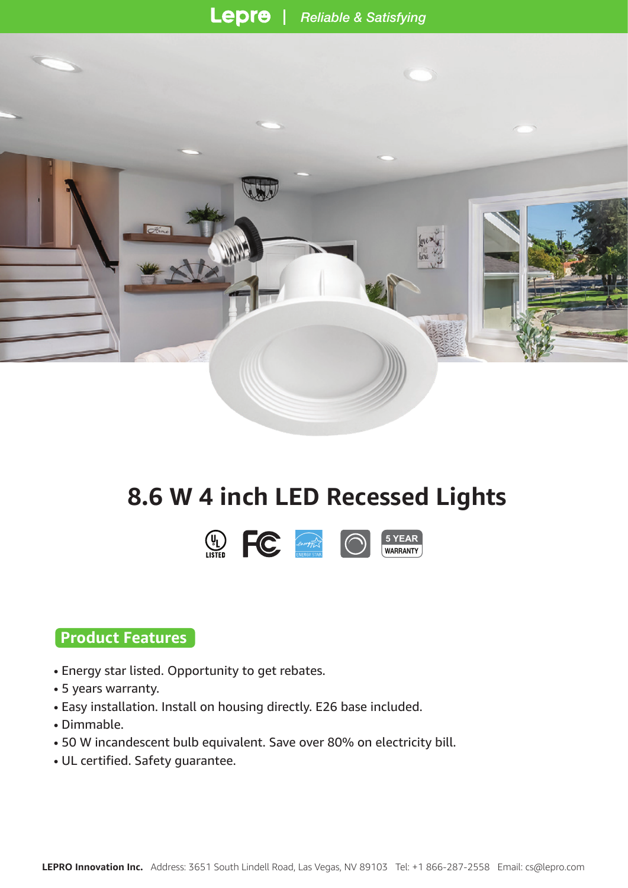**Lepro** | *Reliable & Satisfying*

# 8.6 W 4 inch LED Recessed Lights

LISTED | ENERGY STAR | 5 YEAR WARRANTY

## Product Features

- Energy star listed. Opportunity to get rebates.
- 5 years warranty.
- Easy installation. Install on housing directly. E26 base included.
- Dimmable.
- 50 W incandescent bulb equivalent. Save over 80% on electricity bill.
- UL certified. Safety guarantee.

**LEPRO Innovation Inc.** Address: 3651 South Lindell Road, Las Vegas, NV 89103 Tel: +1 866-287-2558 Email: cs@lepro.com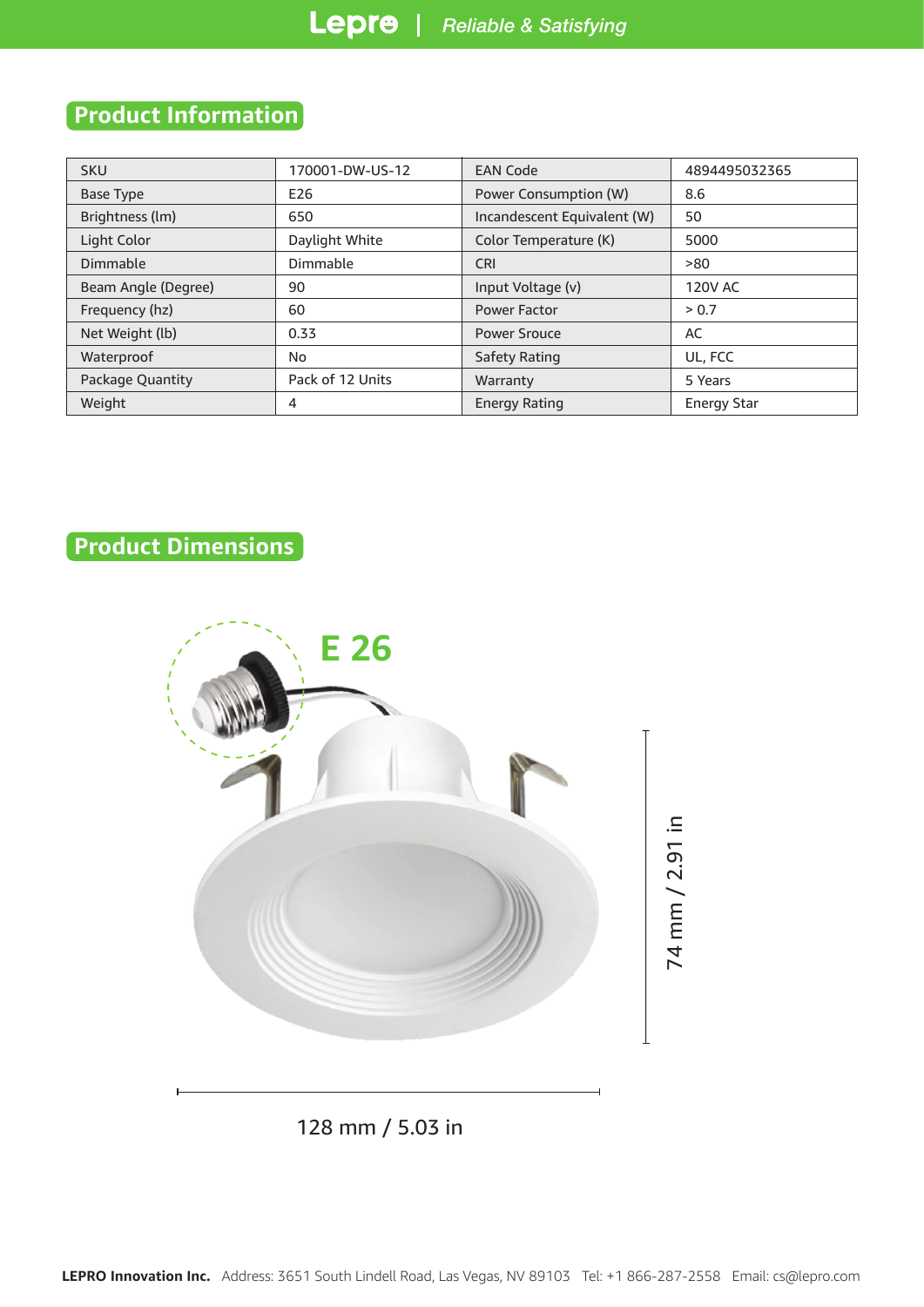## Product Information

| SKU | 170001-DW-US-12 | EAN Code | 4894495032365 |
|---|---|---|---|
| Base Type | E26 | Power Consumption (W) | 8.6 |
| Brightness (lm) | 650 | Incandescent Equivalent (W) | 50 |
| Light Color | Daylight White | Color Temperature (K) | 5000 |
| Dimmable | Dimmable | CRI | >80 |
| Beam Angle (Degree) | 90 | Input Voltage (v) | 120V AC |
| Frequency (hz) | 60 | Power Factor | > 0.7 |
| Net Weight (lb) | 0.33 | Power Srouce | AC |
| Waterproof | No | Safety Rating | UL, FCC |
| Package Quantity | Pack of 12 Units | Warranty | 5 Years |
| Weight | 4 | Energy Rating | Energy Star |

## Product Dimensions

E 26

74 mm / 2.91 in

128 mm / 5.03 in

**LEPRO Innovation Inc.** Address: 3651 South Lindell Road, Las Vegas, NV 89103 Tel: +1 866-287-2558 Email: cs@lepro.com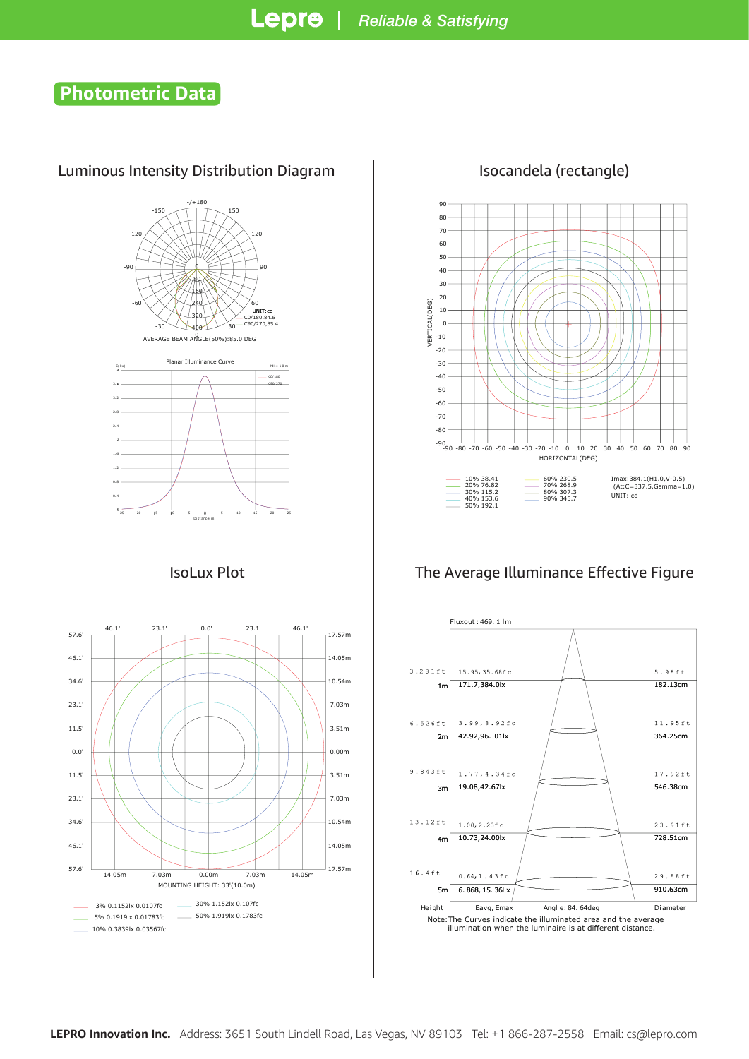## Photometric Data

### Luminous Intensity Distribution Diagram

UNIT:cd
C0/180,84.6
C90/270,85.4

AVERAGE BEAM ANGLE(50%):85.0 DEG

Planar Illuminance Curve

### Isocandela (rectangle)

| | | |
|---|---|---|
| 10% 38.41 | 60% 230.5 | Imax:384.1(H1.0,V-0.5) |
| 20% 76.82 | 70% 268.9 | (At:C=337.5,Gamma=1.0) |
| 30% 115.2 | 80% 307.3 | UNIT: cd |
| 40% 153.6 | 90% 345.7 | |
| 50% 192.1 | | |

### IsoLux Plot

MOUNTING HEIGHT: 33'(10.0m)

- 3% 0.1152lx 0.0107fc
- 5% 0.1919lx 0.01783fc
- 10% 0.3839lx 0.03567fc
- 30% 1.152lx 0.107fc
- 50% 1.919lx 0.1783fc

### The Average Illuminance Effective Figure

Fluxout : 469. 1 lm

| Height | Eavg, Emax | Diameter |
|---|---|---|
| 3.281ft / 1m | 15.95,35.68fc / 171.7,384.0lx | 5.98ft / 182.13cm |
| 6.526ft / 2m | 3.99,8.92fc / 42.92,96.01lx | 11.95ft / 364.25cm |
| 9.843ft / 3m | 1.77,4.34fc / 19.08,42.67lx | 17.92ft / 546.38cm |
| 13.12ft / 4m | 1.00,2.23fc / 10.73,24.00lx | 23.91ft / 728.51cm |
| 16.4ft / 5m | 0.64,1.43fc / 6.868,15.36lx | 29.88ft / 910.63cm |

Angle: 84.64deg

Note:The Curves indicate the illuminated area and the average illumination when the luminaire is at different distance.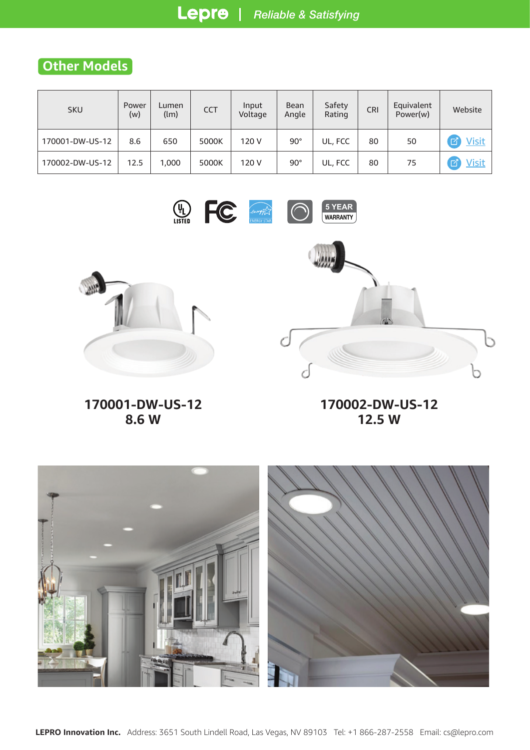## Other Models

| SKU | Power (w) | Lumen (lm) | CCT | Input Voltage | Bean Angle | Safety Rating | CRI | Equivalent Power(w) | Website |
|---|---|---|---|---|---|---|---|---|---|
| 170001-DW-US-12 | 8.6 | 650 | 5000K | 120 V | 90° | UL, FCC | 80 | 50 | Visit |
| 170002-DW-US-12 | 12.5 | 1,000 | 5000K | 120 V | 90° | UL, FCC | 80 | 75 | Visit |

5 YEAR WARRANTY

**170001-DW-US-12**
**8.6 W**

**170002-DW-US-12**
**12.5 W**

**LEPRO Innovation Inc.** Address: 3651 South Lindell Road, Las Vegas, NV 89103 Tel: +1 866-287-2558 Email: cs@lepro.com